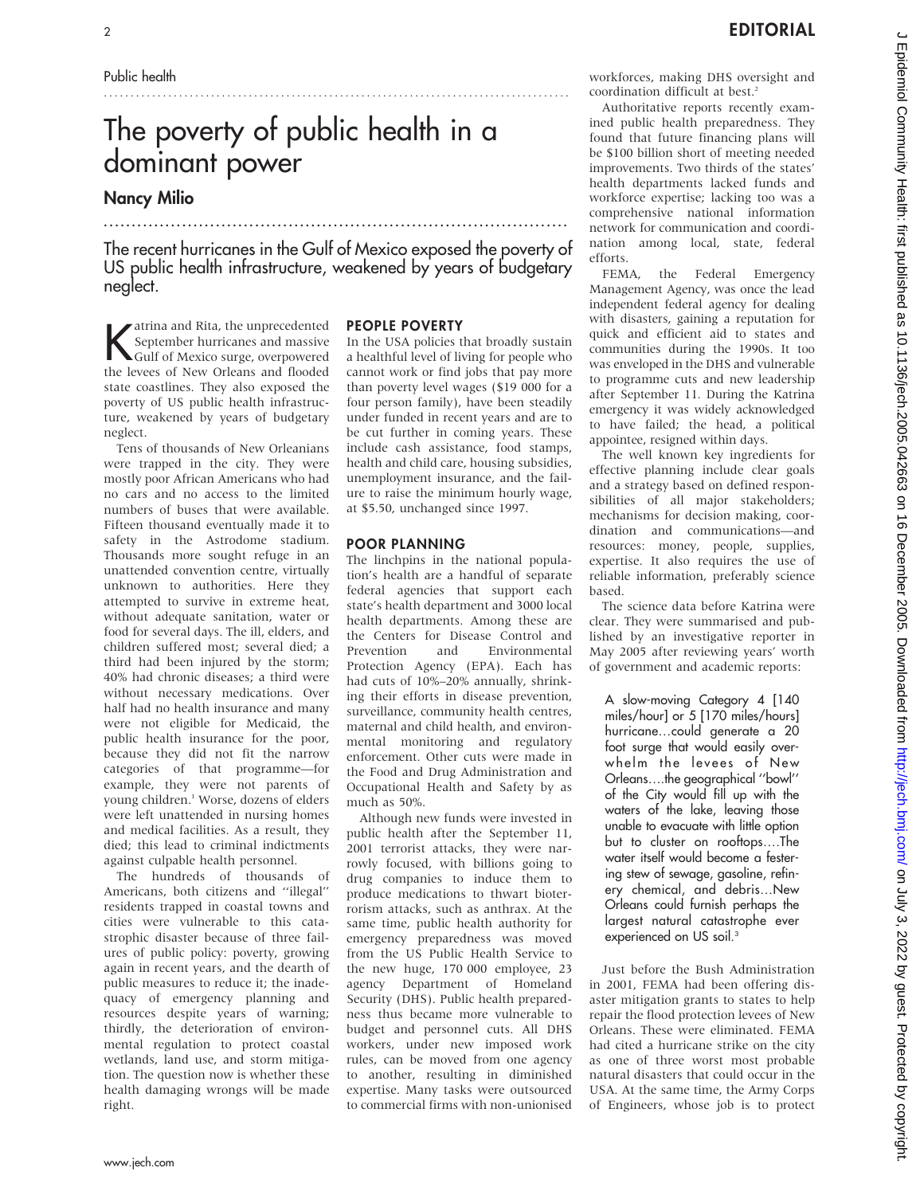Public health

# The poverty of public health in a dominant power

## Nancy Milio

The recent hurricanes in the Gulf of Mexico exposed the poverty of US public health infrastructure, weakened by years of budgetary neglect.

Katrina and Rita, the unprecedented September hurricanes and massive Gulf of Mexico surge, overpowered the levees of New Orleans and flooded state coastlines. They also exposed the poverty of US public health infrastructure, weakened by years of budgetary neglect.

Tens of thousands of New Orleanians were trapped in the city. They were mostly poor African Americans who had no cars and no access to the limited numbers of buses that were available. Fifteen thousand eventually made it to safety in the Astrodome stadium. Thousands more sought refuge in an unattended convention centre, virtually unknown to authorities. Here they attempted to survive in extreme heat, without adequate sanitation, water or food for several days. The ill, elders, and children suffered most; several died; a third had been injured by the storm; 40% had chronic diseases; a third were without necessary medications. Over half had no health insurance and many were not eligible for Medicaid, the public health insurance for the poor, because they did not fit the narrow categories of that programme—for example, they were not parents of young children.[1] Worse, dozens of elders were left unattended in nursing homes and medical facilities. As a result, they died; this lead to criminal indictments against culpable health personnel.

The hundreds of thousands of Americans, both citizens and ''illegal'' residents trapped in coastal towns and cities were vulnerable to this catastrophic disaster because of three failures of public policy: poverty, growing again in recent years, and the dearth of public measures to reduce it; the inadequacy of emergency planning and resources despite years of warning; thirdly, the deterioration of environmental regulation to protect coastal wetlands, land use, and storm mitigation. The question now is whether these health damaging wrongs will be made right.

## PEOPLE POVERTY

In the USA policies that broadly sustain a healthful level of living for people who cannot work or find jobs that pay more than poverty level wages ($19 000 for a four person family), have been steadily under funded in recent years and are to be cut further in coming years. These include cash assistance, food stamps, health and child care, housing subsidies, unemployment insurance, and the failure to raise the minimum hourly wage, at $5.50, unchanged since 1997.

## POOR PLANNING

The linchpins in the national population's health are a handful of separate federal agencies that support each state's health department and 3000 local health departments. Among these are the Centers for Disease Control and Prevention and Environmental Protection Agency (EPA). Each has had cuts of 10%–20% annually, shrinking their efforts in disease prevention, surveillance, community health centres, maternal and child health, and environmental monitoring and regulatory enforcement. Other cuts were made in the Food and Drug Administration and Occupational Health and Safety by as much as 50%.

Although new funds were invested in public health after the September 11, 2001 terrorist attacks, they were narrowly focused, with billions going to drug companies to induce them to produce medications to thwart bioterrorism attacks, such as anthrax. At the same time, public health authority for emergency preparedness was moved from the US Public Health Service to the new huge, 170 000 employee, 23 agency Department of Homeland Security (DHS). Public health preparedness thus became more vulnerable to budget and personnel cuts. All DHS workers, under new imposed work rules, can be moved from one agency to another, resulting in diminished expertise. Many tasks were outsourced to commercial firms with non-unionised workforces, making DHS oversight and coordination difficult at best.[2]

Authoritative reports recently examined public health preparedness. They found that future financing plans will be $100 billion short of meeting needed improvements. Two thirds of the states' health departments lacked funds and workforce expertise; lacking too was a comprehensive national information network for communication and coordination among local, state, federal efforts.

FEMA, the Federal Emergency Management Agency, was once the lead independent federal agency for dealing with disasters, gaining a reputation for quick and efficient aid to states and communities during the 1990s. It too was enveloped in the DHS and vulnerable to programme cuts and new leadership after September 11. During the Katrina emergency it was widely acknowledged to have failed; the head, a political appointee, resigned within days.

The well known key ingredients for effective planning include clear goals and a strategy based on defined responsibilities of all major stakeholders; mechanisms for decision making, coordination and communications—and resources: money, people, supplies, expertise. It also requires the use of reliable information, preferably science based.

The science data before Katrina were clear. They were summarised and published by an investigative reporter in May 2005 after reviewing years' worth of government and academic reports:

> A slow-moving Category 4 [140 miles/hour] or 5 [170 miles/hours] hurricane…could generate a 20 foot surge that would easily overwhelm the levees of New Orleans….the geographical ''bowl'' of the City would fill up with the waters of the lake, leaving those unable to evacuate with little option but to cluster on rooftops….The water itself would become a festering stew of sewage, gasoline, refinery chemical, and debris…New Orleans could furnish perhaps the largest natural catastrophe ever experienced on US soil.[3]

Just before the Bush Administration in 2001, FEMA had been offering disaster mitigation grants to states to help repair the flood protection levees of New Orleans. These were eliminated. FEMA had cited a hurricane strike on the city as one of three worst most probable natural disasters that could occur in the USA. At the same time, the Army Corps of Engineers, whose job is to protect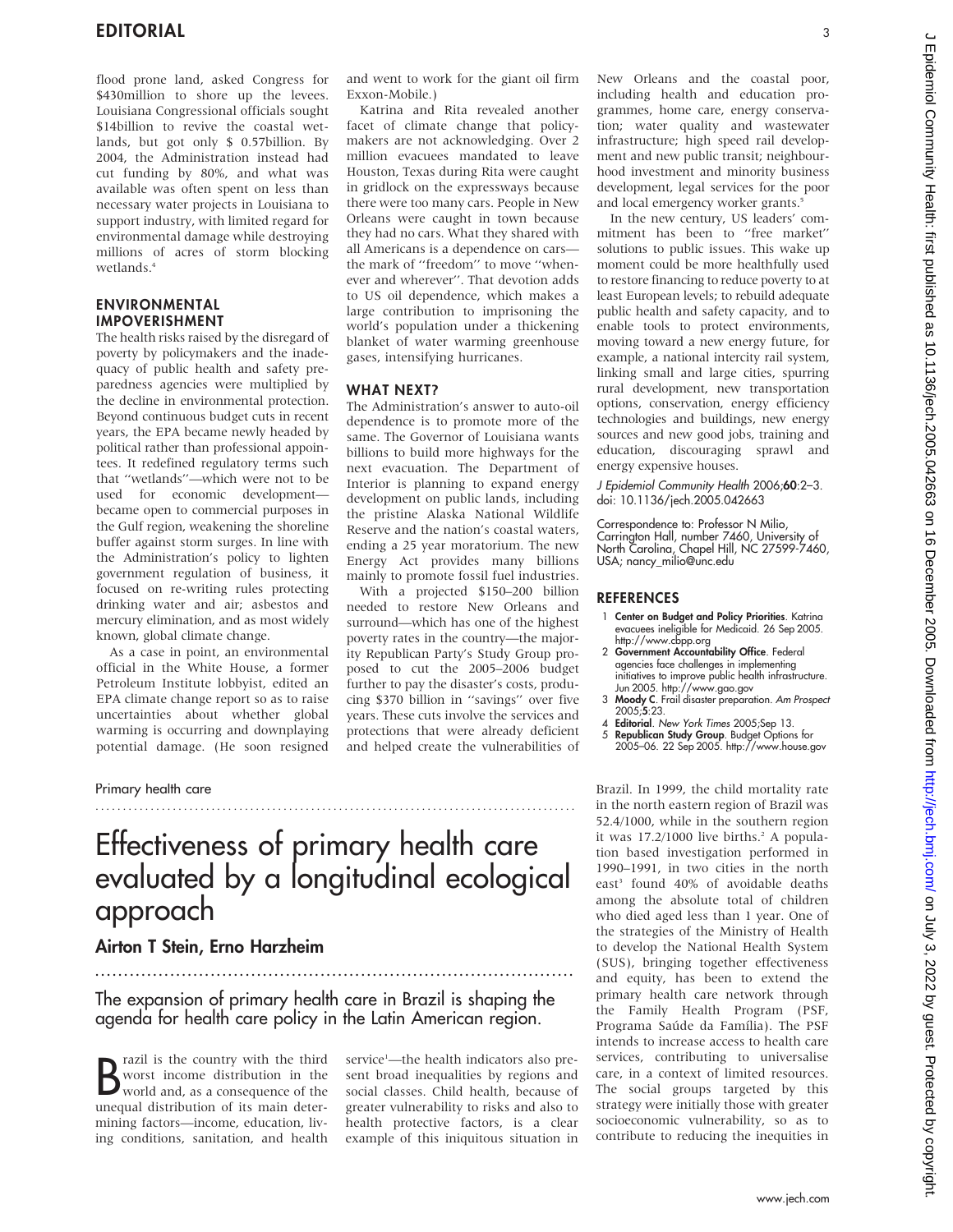flood prone land, asked Congress for \$430million to shore up the levees. Louisiana Congressional officials sought \$14billion to revive the coastal wetlands, but got only \$ 0.57billion. By 2004, the Administration instead had cut funding by 80%, and what was available was often spent on less than necessary water projects in Louisiana to support industry, with limited regard for environmental damage while destroying millions of acres of storm blocking wetlands.[4]

## ENVIRONMENTAL IMPOVERISHMENT

The health risks raised by the disregard of poverty by policymakers and the inadequacy of public health and safety preparedness agencies were multiplied by the decline in environmental protection. Beyond continuous budget cuts in recent years, the EPA became newly headed by political rather than professional appointees. It redefined regulatory terms such that ''wetlands''—which were not to be used for economic development—became open to commercial purposes in the Gulf region, weakening the shoreline buffer against storm surges. In line with the Administration's policy to lighten government regulation of business, it focused on re-writing rules protecting drinking water and air; asbestos and mercury elimination, and as most widely known, global climate change.

As a case in point, an environmental official in the White House, a former Petroleum Institute lobbyist, edited an EPA climate change report so as to raise uncertainties about whether global warming is occurring and downplaying potential damage. (He soon resigned and went to work for the giant oil firm Exxon-Mobile.)

Katrina and Rita revealed another facet of climate change that policymakers are not acknowledging. Over 2 million evacuees mandated to leave Houston, Texas during Rita were caught in gridlock on the expressways because there were too many cars. People in New Orleans were caught in town because they had no cars. What they shared with all Americans is a dependence on cars—the mark of ''freedom'' to move ''whenever and wherever''. That devotion adds to US oil dependence, which makes a large contribution to imprisoning the world's population under a thickening blanket of water warming greenhouse gases, intensifying hurricanes.

## WHAT NEXT?

The Administration's answer to auto-oil dependence is to promote more of the same. The Governor of Louisiana wants billions to build more highways for the next evacuation. The Department of Interior is planning to expand energy development on public lands, including the pristine Alaska National Wildlife Reserve and the nation's coastal waters, ending a 25 year moratorium. The new Energy Act provides many billions mainly to promote fossil fuel industries.

With a projected \$150–200 billion needed to restore New Orleans and surround—which has one of the highest poverty rates in the country—the majority Republican Party's Study Group proposed to cut the 2005–2006 budget further to pay the disaster's costs, producing \$370 billion in ''savings'' over five years. These cuts involve the services and protections that were already deficient and helped create the vulnerabilities of New Orleans and the coastal poor, including health and education programmes, home care, energy conservation; water quality and wastewater infrastructure; high speed rail development and new public transit; neighbourhood investment and minority business development, legal services for the poor and local emergency worker grants.[5]

In the new century, US leaders' commitment has been to ''free market'' solutions to public issues. This wake up moment could be more healthfully used to restore financing to reduce poverty to at least European levels; to rebuild adequate public health and safety capacity, and to enable tools to protect environments, moving toward a new energy future, for example, a national intercity rail system, linking small and large cities, spurring rural development, new transportation options, conservation, energy efficiency technologies and buildings, new energy sources and new good jobs, training and education, discouraging sprawl and energy expensive houses.

*J Epidemiol Community Health* 2006;**60**:2–3.
doi: 10.1136/jech.2005.042663

Correspondence to: Professor N Milio, Carrington Hall, number 7460, University of North Carolina, Chapel Hill, NC 27599-7460, USA; nancy_milio@unc.edu

## REFERENCES

1. **Center on Budget and Policy Priorities**. Katrina evacuees ineligible for Medicaid. 26 Sep 2005. http://www.cbpp.org
2. **Government Accountability Office**. Federal agencies face challenges in implementing initiatives to improve public health infrastructure. Jun 2005. http://www.gao.gov
3. **Moody C**. Frail disaster preparation. *Am Prospect* 2005;**5**:23.
4. **Editorial**. *New York Times* 2005;Sep 13.
5. **Republican Study Group**. Budget Options for 2005–06. 22 Sep 2005. http://www.house.gov

Primary health care

# Effectiveness of primary health care evaluated by a longitudinal ecological approach

## Airton T Stein, Erno Harzheim

**The expansion of primary health care in Brazil is shaping the agenda for health care policy in the Latin American region.**

Brazil is the country with the third worst income distribution in the world and, as a consequence of the unequal distribution of its main determining factors—income, education, living conditions, sanitation, and health service[1]—the health indicators also present broad inequalities by regions and social classes. Child health, because of greater vulnerability to risks and also to health protective factors, is a clear example of this iniquitous situation in Brazil. In 1999, the child mortality rate in the north eastern region of Brazil was 52.4/1000, while in the southern region it was 17.2/1000 live births.[2] A population based investigation performed in 1990–1991, in two cities in the north east[3] found 40% of avoidable deaths among the absolute total of children who died aged less than 1 year. One of the strategies of the Ministry of Health to develop the National Health System (SUS), bringing together effectiveness and equity, has been to extend the primary health care network through the Family Health Program (PSF, Programa Saúde da Família). The PSF intends to increase access to health care services, contributing to universalise care, in a context of limited resources. The social groups targeted by this strategy were initially those with greater socioeconomic vulnerability, so as to contribute to reducing the inequities in